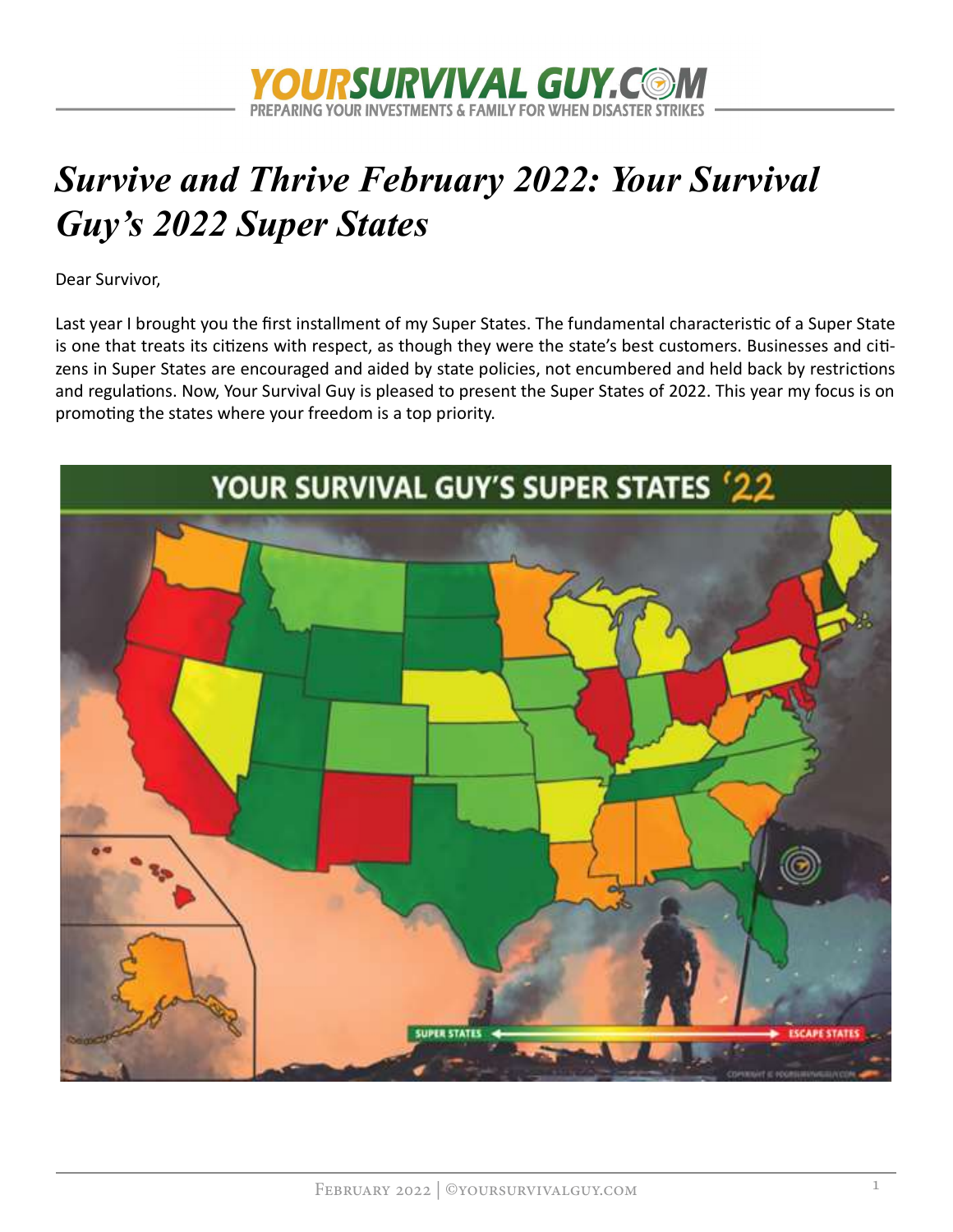# *Survive and Thrive February 2022: Your Survival Guy's 2022 Super States*

Dear Survivor,

Last year I brought you the first installment of my Super States. The fundamental characteristic of a Super State is one that treats its citizens with respect, as though they were the state's best customers. Businesses and citizens in Super States are encouraged and aided by state policies, not encumbered and held back by restrictions and regulations. Now, Your Survival Guy is pleased to present the Super States of 2022. This year my focus is on promoting the states where your freedom is a top priority.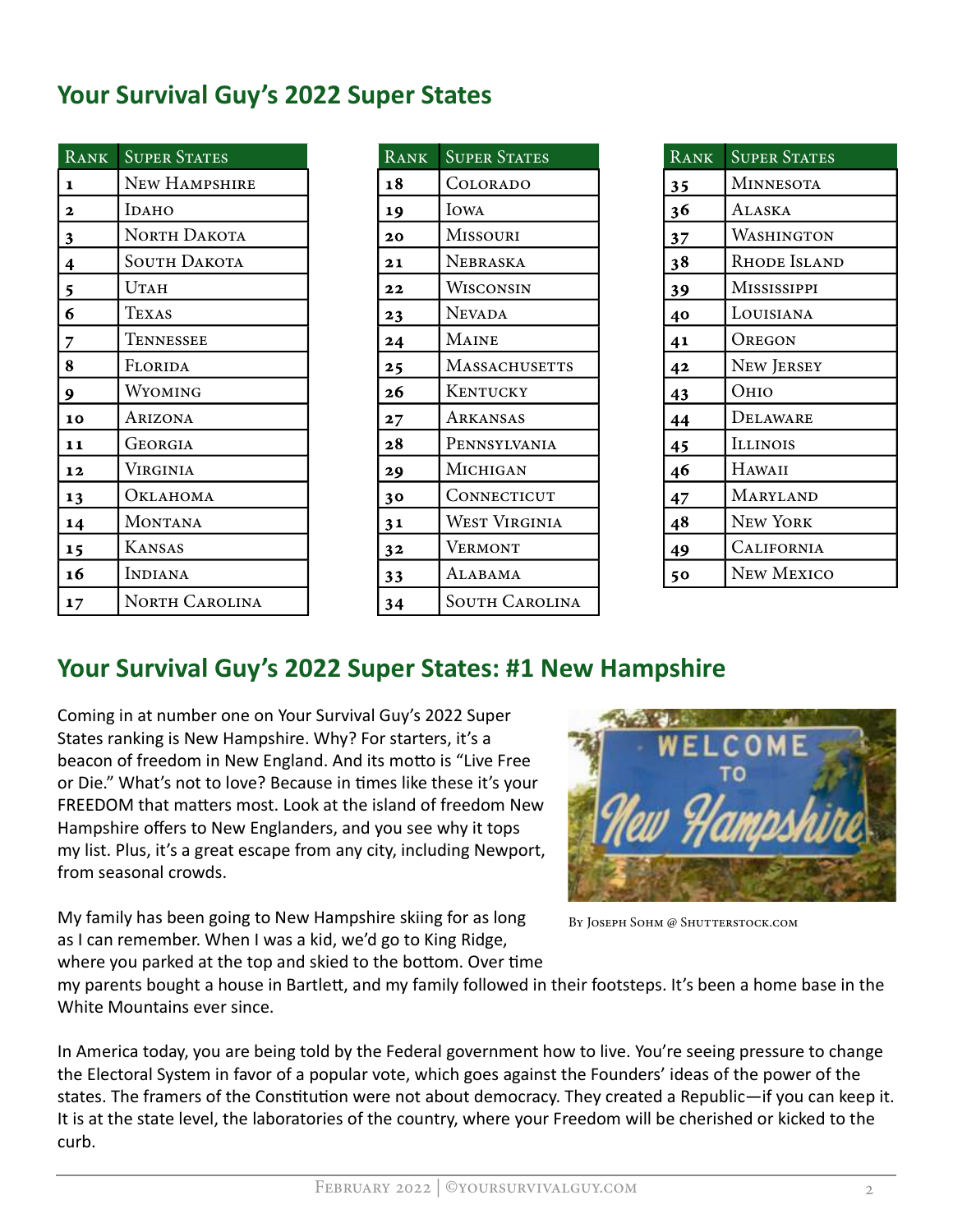## Your Survival Guy's 2022 Super States

| Rank | Super States |
|---|---|
| 1 | New Hampshire |
| 2 | Idaho |
| 3 | North Dakota |
| 4 | South Dakota |
| 5 | Utah |
| 6 | Texas |
| 7 | Tennessee |
| 8 | Florida |
| 9 | Wyoming |
| 10 | Arizona |
| 11 | Georgia |
| 12 | Virginia |
| 13 | Oklahoma |
| 14 | Montana |
| 15 | Kansas |
| 16 | Indiana |
| 17 | North Carolina |
| 18 | Colorado |
| 19 | Iowa |
| 20 | Missouri |
| 21 | Nebraska |
| 22 | Wisconsin |
| 23 | Nevada |
| 24 | Maine |
| 25 | Massachusetts |
| 26 | Kentucky |
| 27 | Arkansas |
| 28 | Pennsylvania |
| 29 | Michigan |
| 30 | Connecticut |
| 31 | West Virginia |
| 32 | Vermont |
| 33 | Alabama |
| 34 | South Carolina |
| 35 | Minnesota |
| 36 | Alaska |
| 37 | Washington |
| 38 | Rhode Island |
| 39 | Mississippi |
| 40 | Louisiana |
| 41 | Oregon |
| 42 | New Jersey |
| 43 | Ohio |
| 44 | Delaware |
| 45 | Illinois |
| 46 | Hawaii |
| 47 | Maryland |
| 48 | New York |
| 49 | California |
| 50 | New Mexico |

## Your Survival Guy's 2022 Super States: #1 New Hampshire

Coming in at number one on Your Survival Guy's 2022 Super States ranking is New Hampshire. Why? For starters, it's a beacon of freedom in New England. And its motto is "Live Free or Die." What's not to love? Because in times like these it's your FREEDOM that matters most. Look at the island of freedom New Hampshire offers to New Englanders, and you see why it tops my list. Plus, it's a great escape from any city, including Newport, from seasonal crowds.

By Joseph Sohm @ Shutterstock.com

My family has been going to New Hampshire skiing for as long as I can remember. When I was a kid, we'd go to King Ridge, where you parked at the top and skied to the bottom. Over time my parents bought a house in Bartlett, and my family followed in their footsteps. It's been a home base in the White Mountains ever since.

In America today, you are being told by the Federal government how to live. You're seeing pressure to change the Electoral System in favor of a popular vote, which goes against the Founders' ideas of the power of the states. The framers of the Constitution were not about democracy. They created a Republic—if you can keep it. It is at the state level, the laboratories of the country, where your Freedom will be cherished or kicked to the curb.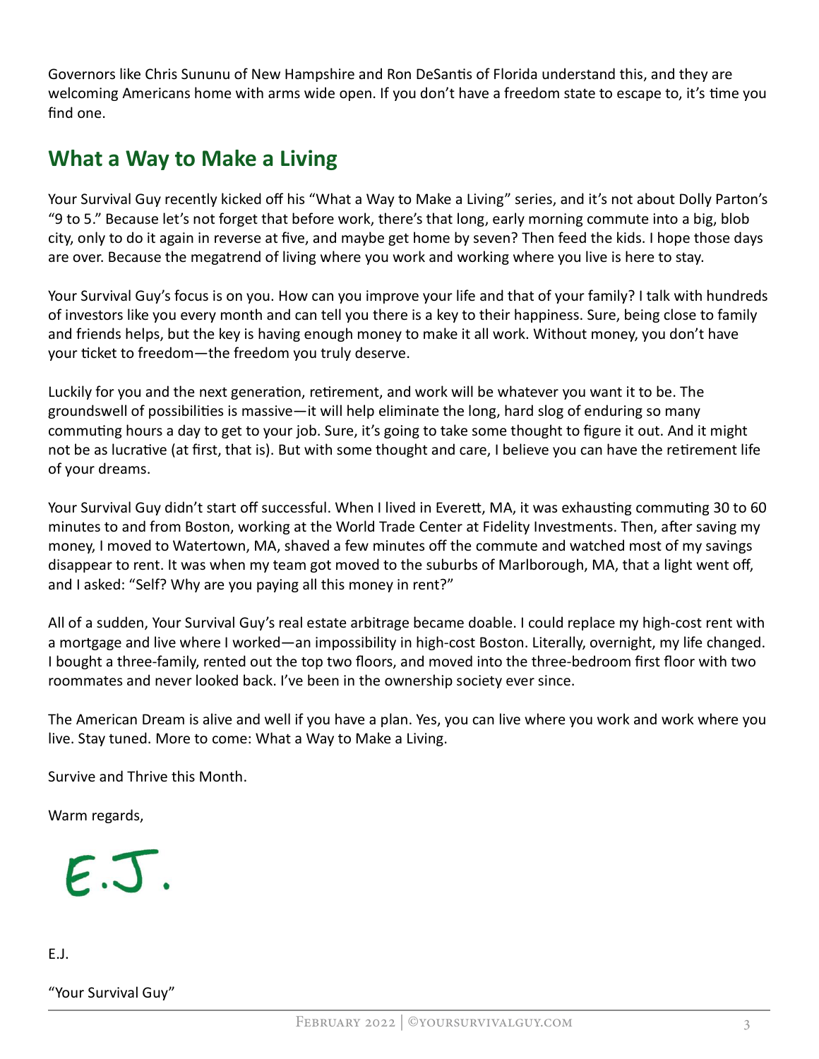Governors like Chris Sununu of New Hampshire and Ron DeSantis of Florida understand this, and they are welcoming Americans home with arms wide open. If you don't have a freedom state to escape to, it's time you find one.

## What a Way to Make a Living

Your Survival Guy recently kicked off his "What a Way to Make a Living" series, and it's not about Dolly Parton's "9 to 5." Because let's not forget that before work, there's that long, early morning commute into a big, blob city, only to do it again in reverse at five, and maybe get home by seven? Then feed the kids. I hope those days are over. Because the megatrend of living where you work and working where you live is here to stay.

Your Survival Guy's focus is on you. How can you improve your life and that of your family? I talk with hundreds of investors like you every month and can tell you there is a key to their happiness. Sure, being close to family and friends helps, but the key is having enough money to make it all work. Without money, you don't have your ticket to freedom—the freedom you truly deserve.

Luckily for you and the next generation, retirement, and work will be whatever you want it to be. The groundswell of possibilities is massive—it will help eliminate the long, hard slog of enduring so many commuting hours a day to get to your job. Sure, it's going to take some thought to figure it out. And it might not be as lucrative (at first, that is). But with some thought and care, I believe you can have the retirement life of your dreams.

Your Survival Guy didn't start off successful. When I lived in Everett, MA, it was exhausting commuting 30 to 60 minutes to and from Boston, working at the World Trade Center at Fidelity Investments. Then, after saving my money, I moved to Watertown, MA, shaved a few minutes off the commute and watched most of my savings disappear to rent. It was when my team got moved to the suburbs of Marlborough, MA, that a light went off, and I asked: "Self? Why are you paying all this money in rent?"

All of a sudden, Your Survival Guy's real estate arbitrage became doable. I could replace my high-cost rent with a mortgage and live where I worked—an impossibility in high-cost Boston. Literally, overnight, my life changed. I bought a three-family, rented out the top two floors, and moved into the three-bedroom first floor with two roommates and never looked back. I've been in the ownership society ever since.

The American Dream is alive and well if you have a plan. Yes, you can live where you work and work where you live. Stay tuned. More to come: What a Way to Make a Living.

Survive and Thrive this Month.

Warm regards,

E.J.

E.J.

"Your Survival Guy"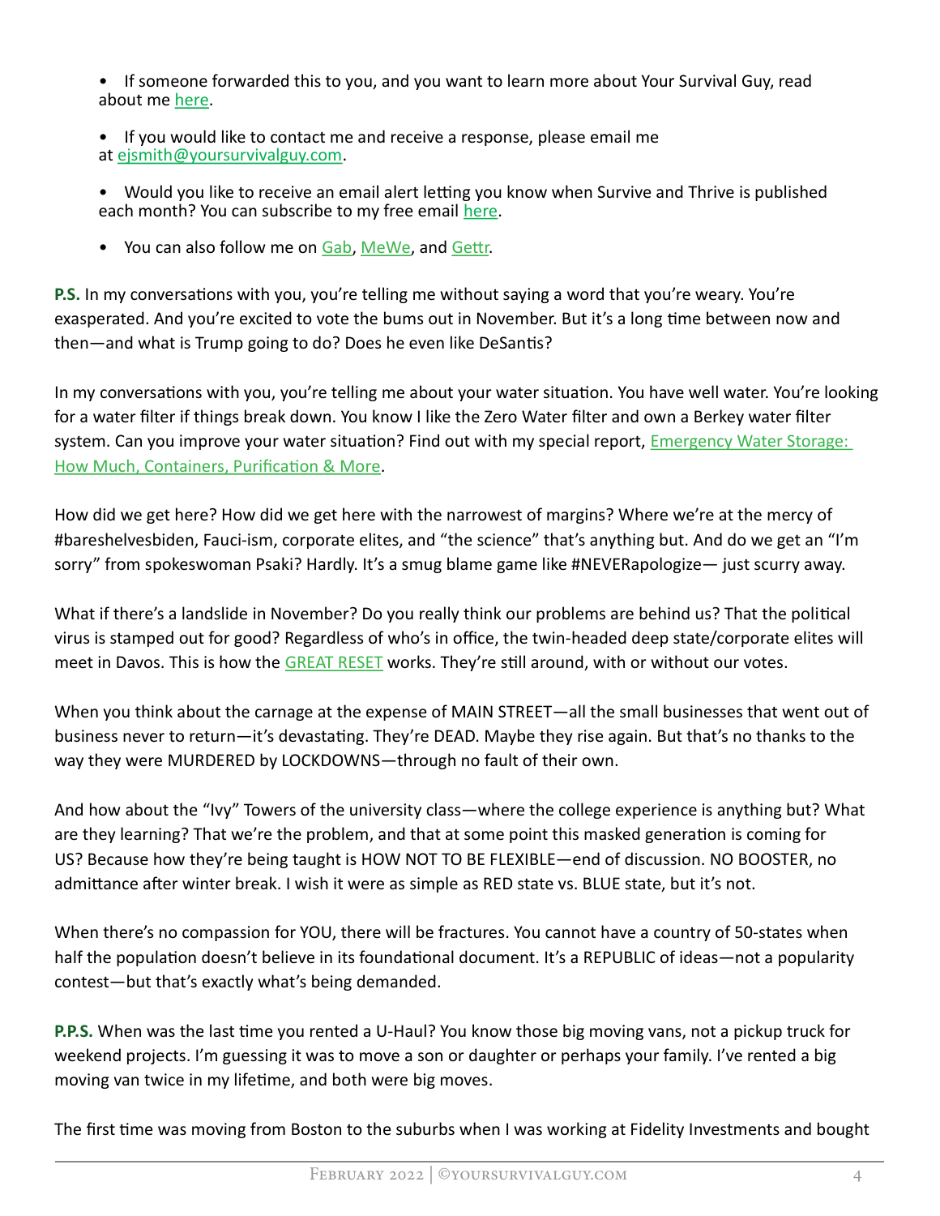- If someone forwarded this to you, and you want to learn more about Your Survival Guy, read about me here.
- If you would like to contact me and receive a response, please email me at ejsmith@yoursurvivalguy.com.
- Would you like to receive an email alert letting you know when Survive and Thrive is published each month? You can subscribe to my free email here.
- You can also follow me on Gab, MeWe, and Gettr.

**P.S.** In my conversations with you, you're telling me without saying a word that you're weary. You're exasperated. And you're excited to vote the bums out in November. But it's a long time between now and then—and what is Trump going to do? Does he even like DeSantis?

In my conversations with you, you're telling me about your water situation. You have well water. You're looking for a water filter if things break down. You know I like the Zero Water filter and own a Berkey water filter system. Can you improve your water situation? Find out with my special report, Emergency Water Storage: How Much, Containers, Purification & More.

How did we get here? How did we get here with the narrowest of margins? Where we're at the mercy of #bareshelvesbiden, Fauci-ism, corporate elites, and "the science" that's anything but. And do we get an "I'm sorry" from spokeswoman Psaki? Hardly. It's a smug blame game like #NEVERapologize— just scurry away.

What if there's a landslide in November? Do you really think our problems are behind us? That the political virus is stamped out for good? Regardless of who's in office, the twin-headed deep state/corporate elites will meet in Davos. This is how the GREAT RESET works. They're still around, with or without our votes.

When you think about the carnage at the expense of MAIN STREET—all the small businesses that went out of business never to return—it's devastating. They're DEAD. Maybe they rise again. But that's no thanks to the way they were MURDERED by LOCKDOWNS—through no fault of their own.

And how about the "Ivy" Towers of the university class—where the college experience is anything but? What are they learning? That we're the problem, and that at some point this masked generation is coming for US? Because how they're being taught is HOW NOT TO BE FLEXIBLE—end of discussion. NO BOOSTER, no admittance after winter break. I wish it were as simple as RED state vs. BLUE state, but it's not.

When there's no compassion for YOU, there will be fractures. You cannot have a country of 50-states when half the population doesn't believe in its foundational document. It's a REPUBLIC of ideas—not a popularity contest—but that's exactly what's being demanded.

**P.P.S.** When was the last time you rented a U-Haul? You know those big moving vans, not a pickup truck for weekend projects. I'm guessing it was to move a son or daughter or perhaps your family. I've rented a big moving van twice in my lifetime, and both were big moves.

The first time was moving from Boston to the suburbs when I was working at Fidelity Investments and bought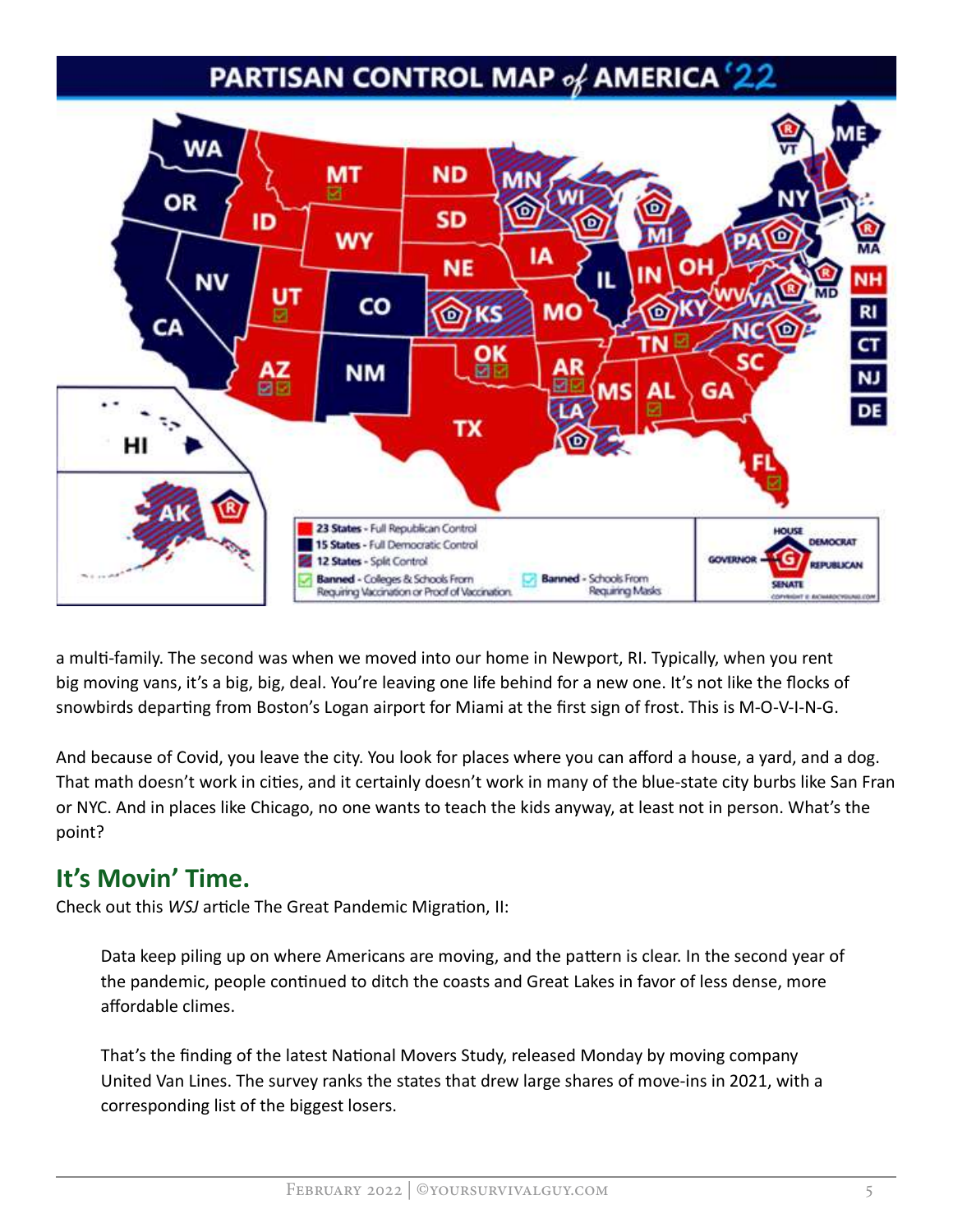a multi-family. The second was when we moved into our home in Newport, RI. Typically, when you rent big moving vans, it's a big, big, deal. You're leaving one life behind for a new one. It's not like the flocks of snowbirds departing from Boston's Logan airport for Miami at the first sign of frost. This is M-O-V-I-N-G.

And because of Covid, you leave the city. You look for places where you can afford a house, a yard, and a dog. That math doesn't work in cities, and it certainly doesn't work in many of the blue-state city burbs like San Fran or NYC. And in places like Chicago, no one wants to teach the kids anyway, at least not in person. What's the point?

## It's Movin' Time.

Check out this *WSJ* article The Great Pandemic Migration, II:

> Data keep piling up on where Americans are moving, and the pattern is clear. In the second year of the pandemic, people continued to ditch the coasts and Great Lakes in favor of less dense, more affordable climes.
>
> That's the finding of the latest National Movers Study, released Monday by moving company United Van Lines. The survey ranks the states that drew large shares of move-ins in 2021, with a corresponding list of the biggest losers.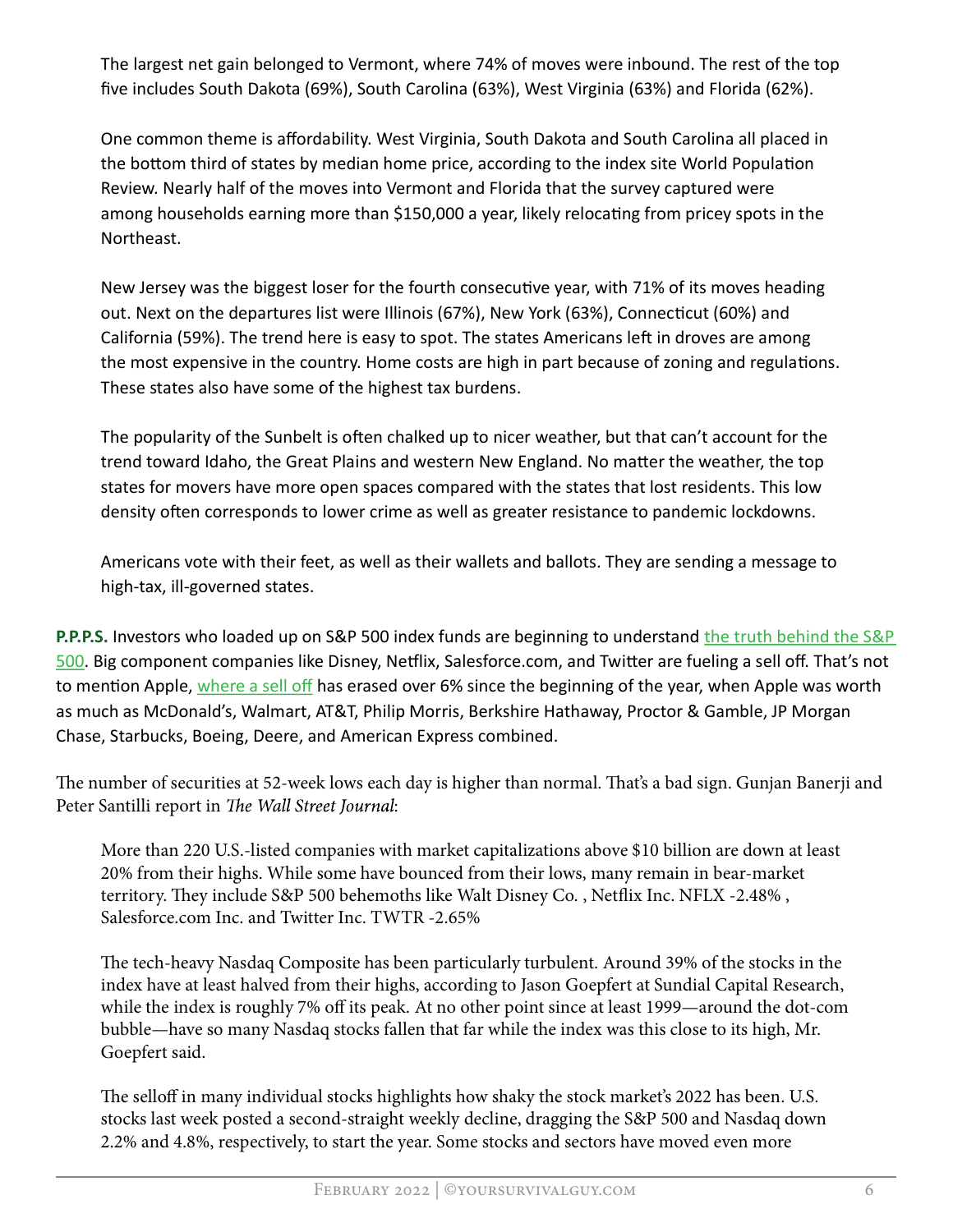> The largest net gain belonged to Vermont, where 74% of moves were inbound. The rest of the top five includes South Dakota (69%), South Carolina (63%), West Virginia (63%) and Florida (62%).
>
> One common theme is affordability. West Virginia, South Dakota and South Carolina all placed in the bottom third of states by median home price, according to the index site World Population Review. Nearly half of the moves into Vermont and Florida that the survey captured were among households earning more than $150,000 a year, likely relocating from pricey spots in the Northeast.
>
> New Jersey was the biggest loser for the fourth consecutive year, with 71% of its moves heading out. Next on the departures list were Illinois (67%), New York (63%), Connecticut (60%) and California (59%). The trend here is easy to spot. The states Americans left in droves are among the most expensive in the country. Home costs are high in part because of zoning and regulations. These states also have some of the highest tax burdens.
>
> The popularity of the Sunbelt is often chalked up to nicer weather, but that can't account for the trend toward Idaho, the Great Plains and western New England. No matter the weather, the top states for movers have more open spaces compared with the states that lost residents. This low density often corresponds to lower crime as well as greater resistance to pandemic lockdowns.
>
> Americans vote with their feet, as well as their wallets and ballots. They are sending a message to high-tax, ill-governed states.

**P.P.P.S.** Investors who loaded up on S&P 500 index funds are beginning to understand the truth behind the S&P 500. Big component companies like Disney, Netflix, Salesforce.com, and Twitter are fueling a sell off. That's not to mention Apple, where a sell off has erased over 6% since the beginning of the year, when Apple was worth as much as McDonald's, Walmart, AT&T, Philip Morris, Berkshire Hathaway, Proctor & Gamble, JP Morgan Chase, Starbucks, Boeing, Deere, and American Express combined.

The number of securities at 52-week lows each day is higher than normal. That's a bad sign. Gunjan Banerji and Peter Santilli report in *The Wall Street Journal*:

> More than 220 U.S.-listed companies with market capitalizations above $10 billion are down at least 20% from their highs. While some have bounced from their lows, many remain in bear-market territory. They include S&P 500 behemoths like Walt Disney Co. , Netflix Inc. NFLX -2.48% , Salesforce.com Inc. and Twitter Inc. TWTR -2.65%
>
> The tech-heavy Nasdaq Composite has been particularly turbulent. Around 39% of the stocks in the index have at least halved from their highs, according to Jason Goepfert at Sundial Capital Research, while the index is roughly 7% off its peak. At no other point since at least 1999—around the dot-com bubble—have so many Nasdaq stocks fallen that far while the index was this close to its high, Mr. Goepfert said.
>
> The selloff in many individual stocks highlights how shaky the stock market's 2022 has been. U.S. stocks last week posted a second-straight weekly decline, dragging the S&P 500 and Nasdaq down 2.2% and 4.8%, respectively, to start the year. Some stocks and sectors have moved even more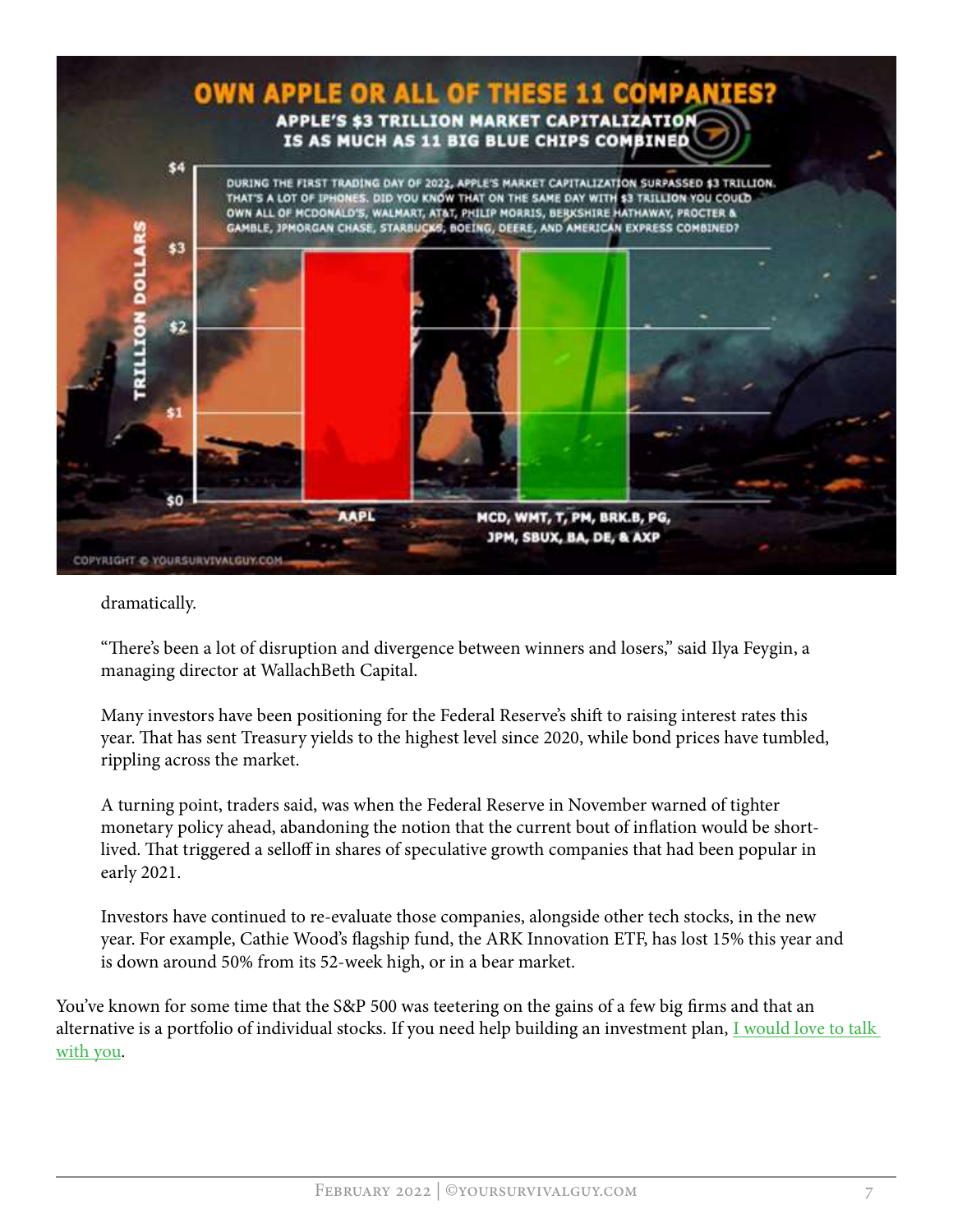OWN APPLE OR ALL OF THESE 11 COMPANIES?

APPLE'S $3 TRILLION MARKET CAPITALIZATION IS AS MUCH AS 11 BIG BLUE CHIPS COMBINED

DURING THE FIRST TRADING DAY OF 2022, APPLE'S MARKET CAPITALIZATION SURPASSED $3 TRILLION. THAT'S A LOT OF IPHONES. DID YOU KNOW THAT ON THE SAME DAY WITH $3 TRILLION YOU COULD OWN ALL OF MCDONALD'S, WALMART, AT&T, PHILIP MORRIS, BERKSHIRE HATHAWAY, PROCTER & GAMBLE, JPMORGAN CHASE, STARBUCKS, BOEING, DEERE, AND AMERICAN EXPRESS COMBINED?

TRILLION DOLLARS

$4

$3

$2

$1

$0

AAPL

MCD, WMT, T, PM, BRK.B, PG, JPM, SBUX, BA, DE, & AXP

COPYRIGHT © YOURSURVIVALGUY.COM

> dramatically.
>
> "There's been a lot of disruption and divergence between winners and losers," said Ilya Feygin, a managing director at WallachBeth Capital.
>
> Many investors have been positioning for the Federal Reserve's shift to raising interest rates this year. That has sent Treasury yields to the highest level since 2020, while bond prices have tumbled, rippling across the market.
>
> A turning point, traders said, was when the Federal Reserve in November warned of tighter monetary policy ahead, abandoning the notion that the current bout of inflation would be short-lived. That triggered a selloff in shares of speculative growth companies that had been popular in early 2021.
>
> Investors have continued to re-evaluate those companies, alongside other tech stocks, in the new year. For example, Cathie Wood's flagship fund, the ARK Innovation ETF, has lost 15% this year and is down around 50% from its 52-week high, or in a bear market.

You've known for some time that the S&P 500 was teetering on the gains of a few big firms and that an alternative is a portfolio of individual stocks. If you need help building an investment plan, I would love to talk with you.